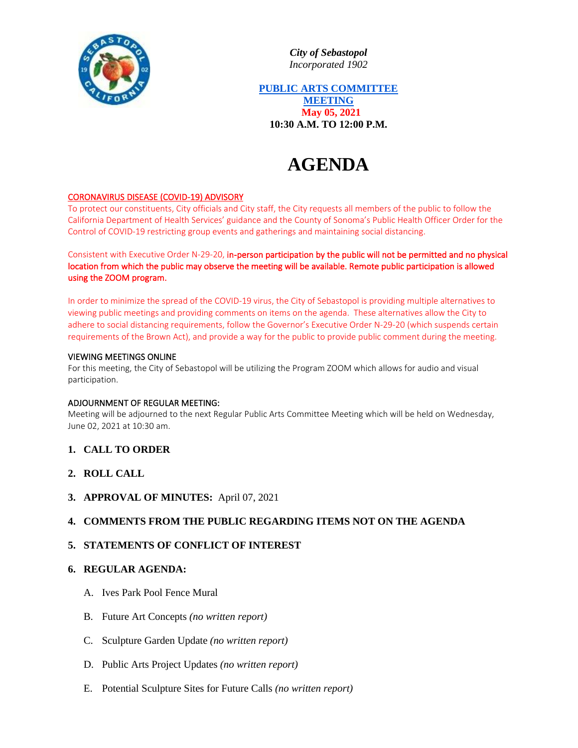*City of Sebastopol*
*Incorporated 1902*

**PUBLIC ARTS COMMITTEE MEETING**
**May 05, 2021**
**10:30 A.M. TO 12:00 P.M.**

# AGENDA

CORONAVIRUS DISEASE (COVID-19) ADVISORY
To protect our constituents, City officials and City staff, the City requests all members of the public to follow the California Department of Health Services' guidance and the County of Sonoma's Public Health Officer Order for the Control of COVID-19 restricting group events and gatherings and maintaining social distancing.

Consistent with Executive Order N-29-20, **in-person participation by the public will not be permitted and no physical location from which the public may observe the meeting will be available. Remote public participation is allowed using the ZOOM program.**

In order to minimize the spread of the COVID-19 virus, the City of Sebastopol is providing multiple alternatives to viewing public meetings and providing comments on items on the agenda. These alternatives allow the City to adhere to social distancing requirements, follow the Governor's Executive Order N-29-20 (which suspends certain requirements of the Brown Act), and provide a way for the public to provide public comment during the meeting.

VIEWING MEETINGS ONLINE
For this meeting, the City of Sebastopol will be utilizing the Program ZOOM which allows for audio and visual participation.

ADJOURNMENT OF REGULAR MEETING:
Meeting will be adjourned to the next Regular Public Arts Committee Meeting which will be held on Wednesday, June 02, 2021 at 10:30 am.

1. **CALL TO ORDER**
2. **ROLL CALL**
3. **APPROVAL OF MINUTES:** April 07, 2021
4. **COMMENTS FROM THE PUBLIC REGARDING ITEMS NOT ON THE AGENDA**
5. **STATEMENTS OF CONFLICT OF INTEREST**
6. **REGULAR AGENDA:**
   - A. Ives Park Pool Fence Mural
   - B. Future Art Concepts *(no written report)*
   - C. Sculpture Garden Update *(no written report)*
   - D. Public Arts Project Updates *(no written report)*
   - E. Potential Sculpture Sites for Future Calls *(no written report)*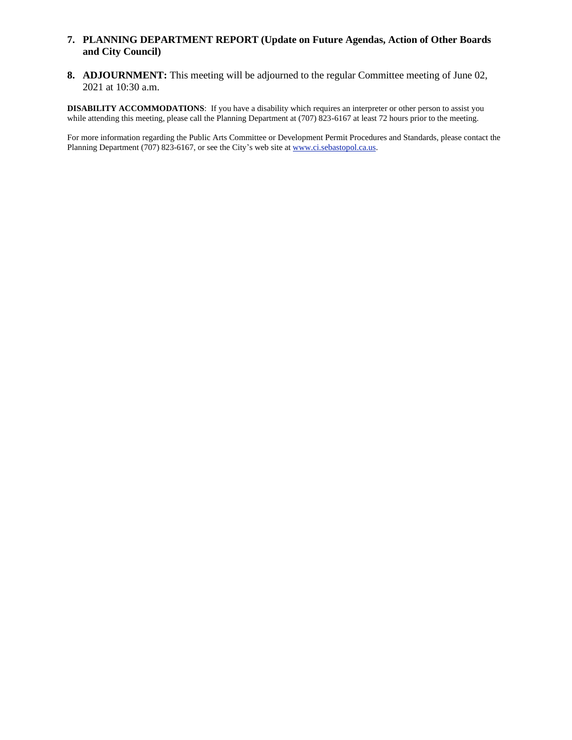7. **PLANNING DEPARTMENT REPORT (Update on Future Agendas, Action of Other Boards and City Council)**

8. **ADJOURNMENT:** This meeting will be adjourned to the regular Committee meeting of June 02, 2021 at 10:30 a.m.

**DISABILITY ACCOMMODATIONS**: If you have a disability which requires an interpreter or other person to assist you while attending this meeting, please call the Planning Department at (707) 823-6167 at least 72 hours prior to the meeting.

For more information regarding the Public Arts Committee or Development Permit Procedures and Standards, please contact the Planning Department (707) 823-6167, or see the City's web site at www.ci.sebastopol.ca.us.